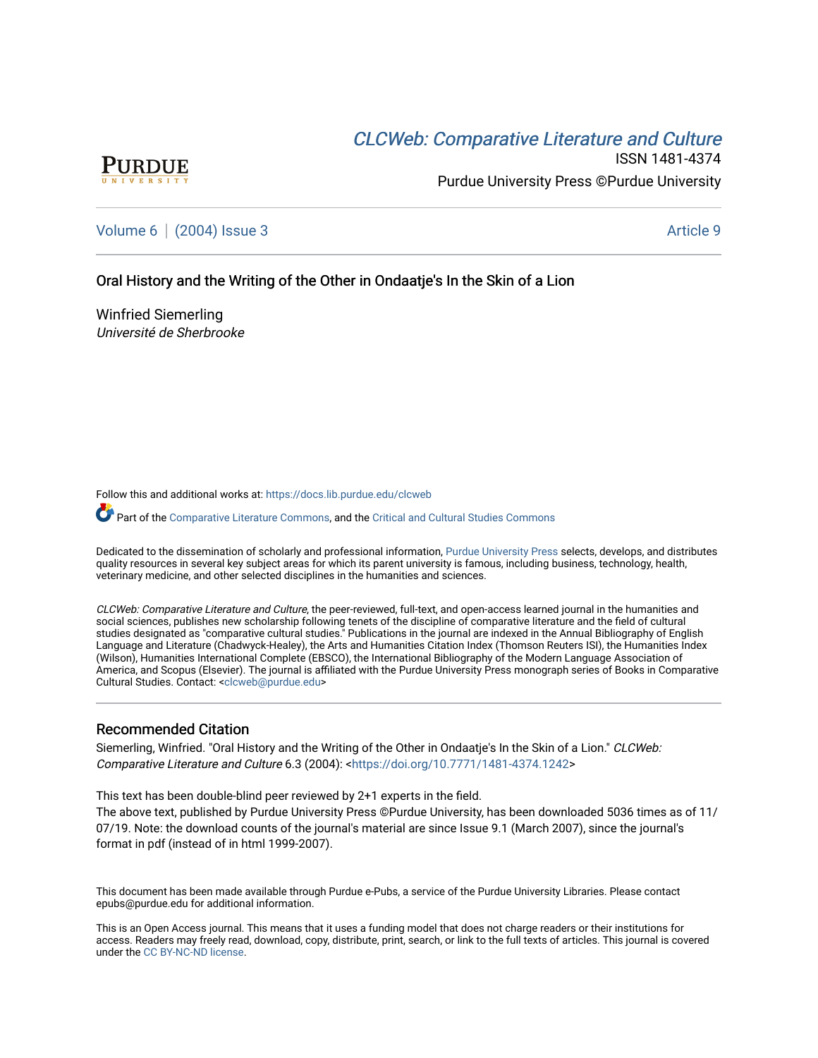PURDUE UNIVERSITY

# *CLCWeb: Comparative Literature and Culture*

ISSN 1481-4374

Purdue University Press ©Purdue University

Volume 6 | (2004) Issue 3 Article 9

## Oral History and the Writing of the Other in Ondaatje's In the Skin of a Lion

Winfried Siemerling
*Université de Sherbrooke*

Follow this and additional works at: https://docs.lib.purdue.edu/clcweb

Part of the Comparative Literature Commons, and the Critical and Cultural Studies Commons

Dedicated to the dissemination of scholarly and professional information, Purdue University Press selects, develops, and distributes quality resources in several key subject areas for which its parent university is famous, including business, technology, health, veterinary medicine, and other selected disciplines in the humanities and sciences.

*CLCWeb: Comparative Literature and Culture*, the peer-reviewed, full-text, and open-access learned journal in the humanities and social sciences, publishes new scholarship following tenets of the discipline of comparative literature and the field of cultural studies designated as "comparative cultural studies." Publications in the journal are indexed in the Annual Bibliography of English Language and Literature (Chadwyck-Healey), the Arts and Humanities Citation Index (Thomson Reuters ISI), the Humanities Index (Wilson), Humanities International Complete (EBSCO), the International Bibliography of the Modern Language Association of America, and Scopus (Elsevier). The journal is affiliated with the Purdue University Press monograph series of Books in Comparative Cultural Studies. Contact: <clcweb@purdue.edu>

### Recommended Citation

Siemerling, Winfried. "Oral History and the Writing of the Other in Ondaatje's In the Skin of a Lion." *CLCWeb: Comparative Literature and Culture* 6.3 (2004): <https://doi.org/10.7771/1481-4374.1242>

This text has been double-blind peer reviewed by 2+1 experts in the field.
The above text, published by Purdue University Press ©Purdue University, has been downloaded 5036 times as of 11/07/19. Note: the download counts of the journal's material are since Issue 9.1 (March 2007), since the journal's format in pdf (instead of in html 1999-2007).

This document has been made available through Purdue e-Pubs, a service of the Purdue University Libraries. Please contact epubs@purdue.edu for additional information.

This is an Open Access journal. This means that it uses a funding model that does not charge readers or their institutions for access. Readers may freely read, download, copy, distribute, print, search, or link to the full texts of articles. This journal is covered under the CC BY-NC-ND license.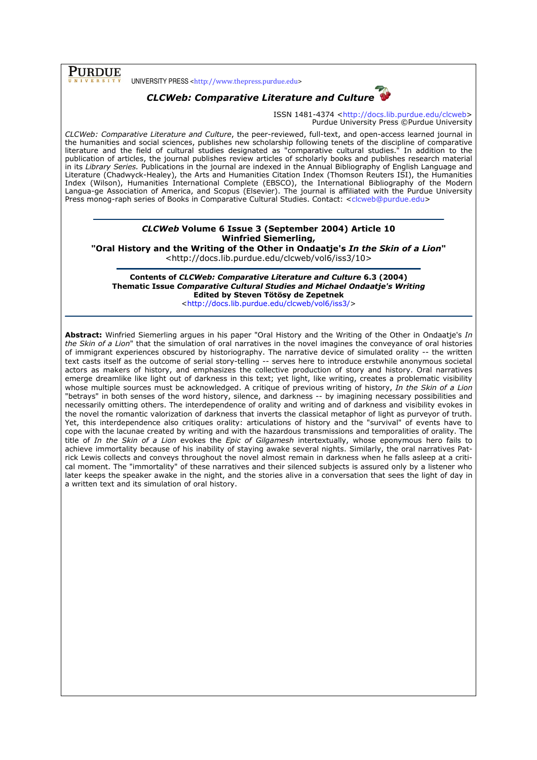**PURDUE** UNIVERSITY

UNIVERSITY PRESS <http://www.thepress.purdue.edu>

***CLCWeb: Comparative Literature and Culture***

ISSN 1481-4374 <http://docs.lib.purdue.edu/clcweb>
Purdue University Press ©Purdue University

*CLCWeb: Comparative Literature and Culture*, the peer-reviewed, full-text, and open-access learned journal in the humanities and social sciences, publishes new scholarship following tenets of the discipline of comparative literature and the field of cultural studies designated as "comparative cultural studies." In addition to the publication of articles, the journal publishes review articles of scholarly books and publishes research material in its *Library Series.* Publications in the journal are indexed in the Annual Bibliography of English Language and Literature (Chadwyck-Healey), the Arts and Humanities Citation Index (Thomson Reuters ISI), the Humanities Index (Wilson), Humanities International Complete (EBSCO), the International Bibliography of the Modern Langua-ge Association of America, and Scopus (Elsevier). The journal is affiliated with the Purdue University Press monog-raph series of Books in Comparative Cultural Studies. Contact: <clcweb@purdue.edu>

---

**_CLCWeb_ Volume 6 Issue 3 (September 2004) Article 10**
**Winfried Siemerling,**
**"Oral History and the Writing of the Other in Ondaatje's _In the Skin of a Lion_"**
<http://docs.lib.purdue.edu/clcweb/vol6/iss3/10>

---

**Contents of _CLCWeb: Comparative Literature and Culture_ 6.3 (2004)**
**Thematic Issue _Comparative Cultural Studies and Michael Ondaatje's Writing_**
**Edited by Steven Tötösy de Zepetnek**
<http://docs.lib.purdue.edu/clcweb/vol6/iss3/>

---

**Abstract:** Winfried Siemerling argues in his paper "Oral History and the Writing of the Other in Ondaatje's *In the Skin of a Lion*" that the simulation of oral narratives in the novel imagines the conveyance of oral histories of immigrant experiences obscured by historiography. The narrative device of simulated orality -- the written text casts itself as the outcome of serial story-telling -- serves here to introduce erstwhile anonymous societal actors as makers of history, and emphasizes the collective production of story and history. Oral narratives emerge dreamlike like light out of darkness in this text; yet light, like writing, creates a problematic visibility whose multiple sources must be acknowledged. A critique of previous writing of history, *In the Skin of a Lion* "betrays" in both senses of the word history, silence, and darkness -- by imagining necessary possibilities and necessarily omitting others. The interdependence of orality and writing and of darkness and visibility evokes in the novel the romantic valorization of darkness that inverts the classical metaphor of light as purveyor of truth. Yet, this interdependence also critiques orality: articulations of history and the "survival" of events have to cope with the lacunae created by writing and with the hazardous transmissions and temporalities of orality. The title of *In the Skin of a Lion* evokes the *Epic of Gilgamesh* intertextually, whose eponymous hero fails to achieve immortality because of his inability of staying awake several nights. Similarly, the oral narratives Pat-rick Lewis collects and conveys throughout the novel almost remain in darkness when he falls asleep at a criti-cal moment. The "immortality" of these narratives and their silenced subjects is assured only by a listener who later keeps the speaker awake in the night, and the stories alive in a conversation that sees the light of day in a written text and its simulation of oral history.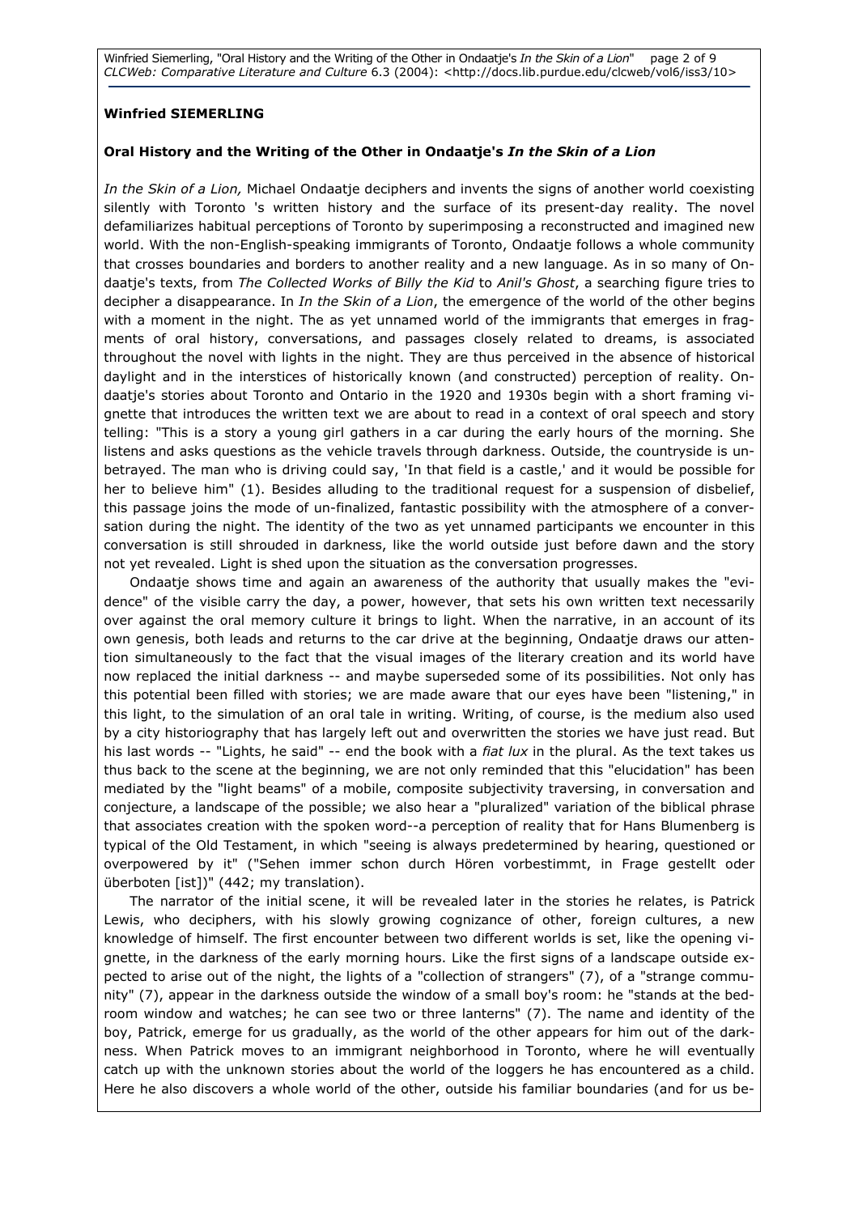**Winfried SIEMERLING**

**Oral History and the Writing of the Other in Ondaatje's *In the Skin of a Lion***

*In the Skin of a Lion,* Michael Ondaatje deciphers and invents the signs of another world coexisting silently with Toronto 's written history and the surface of its present-day reality. The novel defamiliarizes habitual perceptions of Toronto by superimposing a reconstructed and imagined new world. With the non-English-speaking immigrants of Toronto, Ondaatje follows a whole community that crosses boundaries and borders to another reality and a new language. As in so many of Ondaatje's texts, from *The Collected Works of Billy the Kid* to *Anil's Ghost*, a searching figure tries to decipher a disappearance. In *In the Skin of a Lion*, the emergence of the world of the other begins with a moment in the night. The as yet unnamed world of the immigrants that emerges in fragments of oral history, conversations, and passages closely related to dreams, is associated throughout the novel with lights in the night. They are thus perceived in the absence of historical daylight and in the interstices of historically known (and constructed) perception of reality. Ondaatje's stories about Toronto and Ontario in the 1920 and 1930s begin with a short framing vignette that introduces the written text we are about to read in a context of oral speech and story telling: "This is a story a young girl gathers in a car during the early hours of the morning. She listens and asks questions as the vehicle travels through darkness. Outside, the countryside is unbetrayed. The man who is driving could say, 'In that field is a castle,' and it would be possible for her to believe him" (1). Besides alluding to the traditional request for a suspension of disbelief, this passage joins the mode of un-finalized, fantastic possibility with the atmosphere of a conversation during the night. The identity of the two as yet unnamed participants we encounter in this conversation is still shrouded in darkness, like the world outside just before dawn and the story not yet revealed. Light is shed upon the situation as the conversation progresses.

Ondaatje shows time and again an awareness of the authority that usually makes the "evidence" of the visible carry the day, a power, however, that sets his own written text necessarily over against the oral memory culture it brings to light. When the narrative, in an account of its own genesis, both leads and returns to the car drive at the beginning, Ondaatje draws our attention simultaneously to the fact that the visual images of the literary creation and its world have now replaced the initial darkness -- and maybe superseded some of its possibilities. Not only has this potential been filled with stories; we are made aware that our eyes have been "listening," in this light, to the simulation of an oral tale in writing. Writing, of course, is the medium also used by a city historiography that has largely left out and overwritten the stories we have just read. But his last words -- "Lights, he said" -- end the book with a *fiat lux* in the plural. As the text takes us thus back to the scene at the beginning, we are not only reminded that this "elucidation" has been mediated by the "light beams" of a mobile, composite subjectivity traversing, in conversation and conjecture, a landscape of the possible; we also hear a "pluralized" variation of the biblical phrase that associates creation with the spoken word--a perception of reality that for Hans Blumenberg is typical of the Old Testament, in which "seeing is always predetermined by hearing, questioned or overpowered by it" ("Sehen immer schon durch Hören vorbestimmt, in Frage gestellt oder überboten [ist])" (442; my translation).

The narrator of the initial scene, it will be revealed later in the stories he relates, is Patrick Lewis, who deciphers, with his slowly growing cognizance of other, foreign cultures, a new knowledge of himself. The first encounter between two different worlds is set, like the opening vignette, in the darkness of the early morning hours. Like the first signs of a landscape outside expected to arise out of the night, the lights of a "collection of strangers" (7), of a "strange community" (7), appear in the darkness outside the window of a small boy's room: he "stands at the bedroom window and watches; he can see two or three lanterns" (7). The name and identity of the boy, Patrick, emerge for us gradually, as the world of the other appears for him out of the darkness. When Patrick moves to an immigrant neighborhood in Toronto, where he will eventually catch up with the unknown stories about the world of the loggers he has encountered as a child. Here he also discovers a whole world of the other, outside his familiar boundaries (and for us be-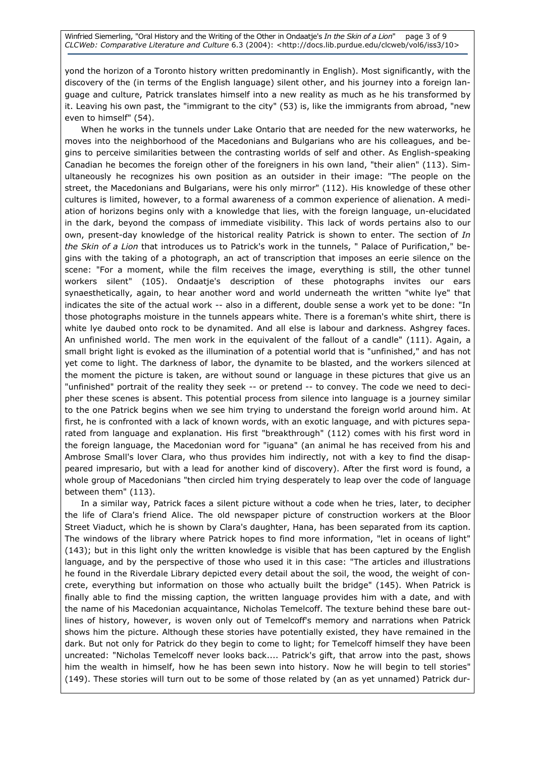yond the horizon of a Toronto history written predominantly in English). Most significantly, with the discovery of the (in terms of the English language) silent other, and his journey into a foreign language and culture, Patrick translates himself into a new reality as much as he his transformed by it. Leaving his own past, the "immigrant to the city" (53) is, like the immigrants from abroad, "new even to himself" (54).

When he works in the tunnels under Lake Ontario that are needed for the new waterworks, he moves into the neighborhood of the Macedonians and Bulgarians who are his colleagues, and begins to perceive similarities between the contrasting worlds of self and other. As English-speaking Canadian he becomes the foreign other of the foreigners in his own land, "their alien" (113). Simultaneously he recognizes his own position as an outsider in their image: "The people on the street, the Macedonians and Bulgarians, were his only mirror" (112). His knowledge of these other cultures is limited, however, to a formal awareness of a common experience of alienation. A mediation of horizons begins only with a knowledge that lies, with the foreign language, un-elucidated in the dark, beyond the compass of immediate visibility. This lack of words pertains also to our own, present-day knowledge of the historical reality Patrick is shown to enter. The section of *In the Skin of a Lion* that introduces us to Patrick's work in the tunnels, " Palace of Purification," begins with the taking of a photograph, an act of transcription that imposes an eerie silence on the scene: "For a moment, while the film receives the image, everything is still, the other tunnel workers silent" (105). Ondaatje's description of these photographs invites our ears synaesthetically, again, to hear another word and world underneath the written "white lye" that indicates the site of the actual work -- also in a different, double sense a work yet to be done: "In those photographs moisture in the tunnels appears white. There is a foreman's white shirt, there is white lye daubed onto rock to be dynamited. And all else is labour and darkness. Ashgrey faces. An unfinished world. The men work in the equivalent of the fallout of a candle" (111). Again, a small bright light is evoked as the illumination of a potential world that is "unfinished," and has not yet come to light. The darkness of labor, the dynamite to be blasted, and the workers silenced at the moment the picture is taken, are without sound or language in these pictures that give us an "unfinished" portrait of the reality they seek -- or pretend -- to convey. The code we need to decipher these scenes is absent. This potential process from silence into language is a journey similar to the one Patrick begins when we see him trying to understand the foreign world around him. At first, he is confronted with a lack of known words, with an exotic language, and with pictures separated from language and explanation. His first "breakthrough" (112) comes with his first word in the foreign language, the Macedonian word for "iguana" (an animal he has received from his and Ambrose Small's lover Clara, who thus provides him indirectly, not with a key to find the disappeared impresario, but with a lead for another kind of discovery). After the first word is found, a whole group of Macedonians "then circled him trying desperately to leap over the code of language between them" (113).

In a similar way, Patrick faces a silent picture without a code when he tries, later, to decipher the life of Clara's friend Alice. The old newspaper picture of construction workers at the Bloor Street Viaduct, which he is shown by Clara's daughter, Hana, has been separated from its caption. The windows of the library where Patrick hopes to find more information, "let in oceans of light" (143); but in this light only the written knowledge is visible that has been captured by the English language, and by the perspective of those who used it in this case: "The articles and illustrations he found in the Riverdale Library depicted every detail about the soil, the wood, the weight of concrete, everything but information on those who actually built the bridge" (145). When Patrick is finally able to find the missing caption, the written language provides him with a date, and with the name of his Macedonian acquaintance, Nicholas Temelcoff. The texture behind these bare outlines of history, however, is woven only out of Temelcoff's memory and narrations when Patrick shows him the picture. Although these stories have potentially existed, they have remained in the dark. But not only for Patrick do they begin to come to light; for Temelcoff himself they have been uncreated: "Nicholas Temelcoff never looks back.... Patrick's gift, that arrow into the past, shows him the wealth in himself, how he has been sewn into history. Now he will begin to tell stories" (149). These stories will turn out to be some of those related by (an as yet unnamed) Patrick dur-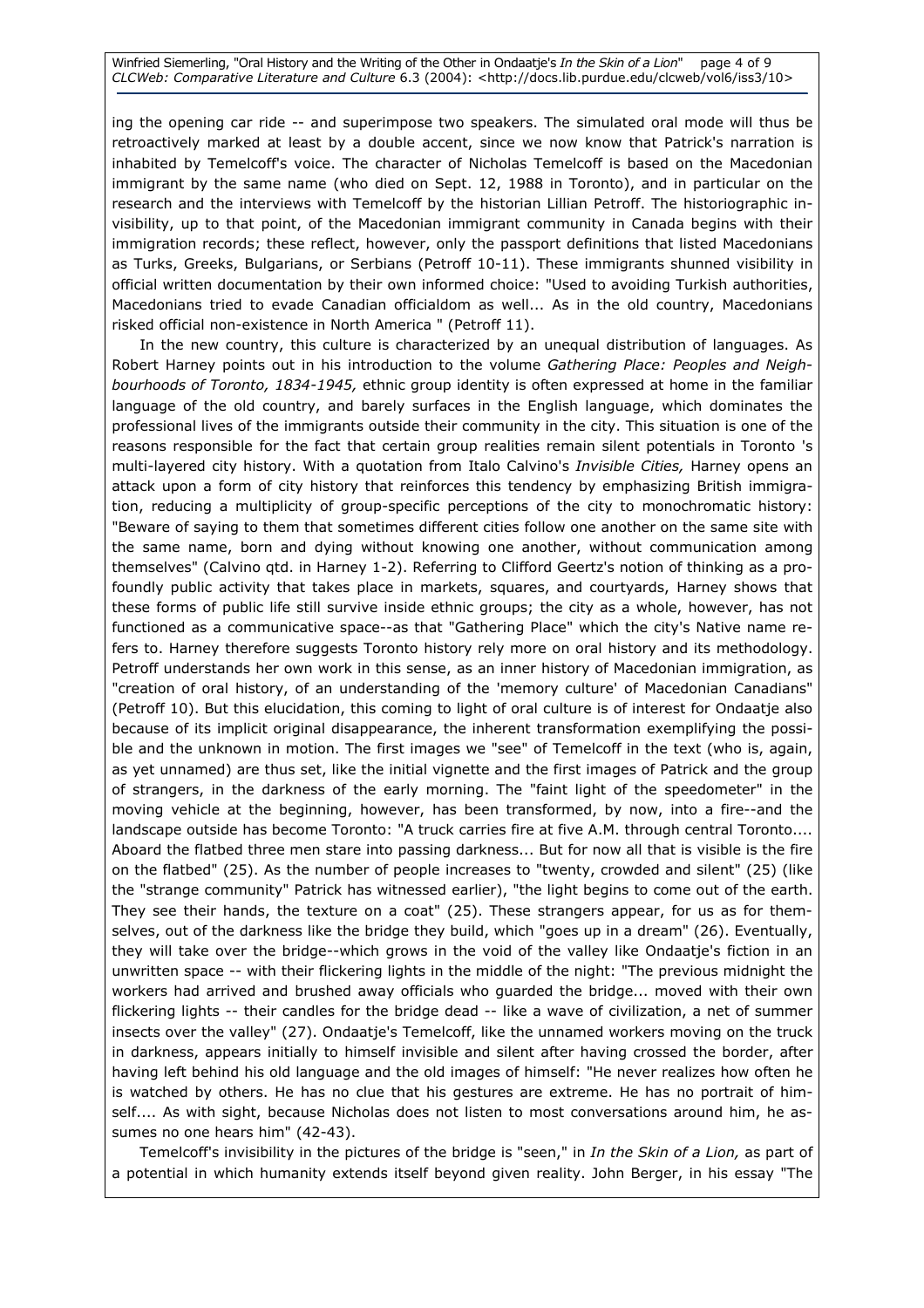ing the opening car ride -- and superimpose two speakers. The simulated oral mode will thus be retroactively marked at least by a double accent, since we now know that Patrick's narration is inhabited by Temelcoff's voice. The character of Nicholas Temelcoff is based on the Macedonian immigrant by the same name (who died on Sept. 12, 1988 in Toronto), and in particular on the research and the interviews with Temelcoff by the historian Lillian Petroff. The historiographic invisibility, up to that point, of the Macedonian immigrant community in Canada begins with their immigration records; these reflect, however, only the passport definitions that listed Macedonians as Turks, Greeks, Bulgarians, or Serbians (Petroff 10-11). These immigrants shunned visibility in official written documentation by their own informed choice: "Used to avoiding Turkish authorities, Macedonians tried to evade Canadian officialdom as well... As in the old country, Macedonians risked official non-existence in North America " (Petroff 11).

In the new country, this culture is characterized by an unequal distribution of languages. As Robert Harney points out in his introduction to the volume *Gathering Place: Peoples and Neighbourhoods of Toronto, 1834-1945,* ethnic group identity is often expressed at home in the familiar language of the old country, and barely surfaces in the English language, which dominates the professional lives of the immigrants outside their community in the city. This situation is one of the reasons responsible for the fact that certain group realities remain silent potentials in Toronto 's multi-layered city history. With a quotation from Italo Calvino's *Invisible Cities,* Harney opens an attack upon a form of city history that reinforces this tendency by emphasizing British immigration, reducing a multiplicity of group-specific perceptions of the city to monochromatic history: "Beware of saying to them that sometimes different cities follow one another on the same site with the same name, born and dying without knowing one another, without communication among themselves" (Calvino qtd. in Harney 1-2). Referring to Clifford Geertz's notion of thinking as a profoundly public activity that takes place in markets, squares, and courtyards, Harney shows that these forms of public life still survive inside ethnic groups; the city as a whole, however, has not functioned as a communicative space--as that "Gathering Place" which the city's Native name refers to. Harney therefore suggests Toronto history rely more on oral history and its methodology. Petroff understands her own work in this sense, as an inner history of Macedonian immigration, as "creation of oral history, of an understanding of the 'memory culture' of Macedonian Canadians" (Petroff 10). But this elucidation, this coming to light of oral culture is of interest for Ondaatje also because of its implicit original disappearance, the inherent transformation exemplifying the possible and the unknown in motion. The first images we "see" of Temelcoff in the text (who is, again, as yet unnamed) are thus set, like the initial vignette and the first images of Patrick and the group of strangers, in the darkness of the early morning. The "faint light of the speedometer" in the moving vehicle at the beginning, however, has been transformed, by now, into a fire--and the landscape outside has become Toronto: "A truck carries fire at five A.M. through central Toronto.... Aboard the flatbed three men stare into passing darkness... But for now all that is visible is the fire on the flatbed" (25). As the number of people increases to "twenty, crowded and silent" (25) (like the "strange community" Patrick has witnessed earlier), "the light begins to come out of the earth. They see their hands, the texture on a coat" (25). These strangers appear, for us as for themselves, out of the darkness like the bridge they build, which "goes up in a dream" (26). Eventually, they will take over the bridge--which grows in the void of the valley like Ondaatje's fiction in an unwritten space -- with their flickering lights in the middle of the night: "The previous midnight the workers had arrived and brushed away officials who guarded the bridge... moved with their own flickering lights -- their candles for the bridge dead -- like a wave of civilization, a net of summer insects over the valley" (27). Ondaatje's Temelcoff, like the unnamed workers moving on the truck in darkness, appears initially to himself invisible and silent after having crossed the border, after having left behind his old language and the old images of himself: "He never realizes how often he is watched by others. He has no clue that his gestures are extreme. He has no portrait of himself.... As with sight, because Nicholas does not listen to most conversations around him, he assumes no one hears him" (42-43).

Temelcoff's invisibility in the pictures of the bridge is "seen," in *In the Skin of a Lion,* as part of a potential in which humanity extends itself beyond given reality. John Berger, in his essay "The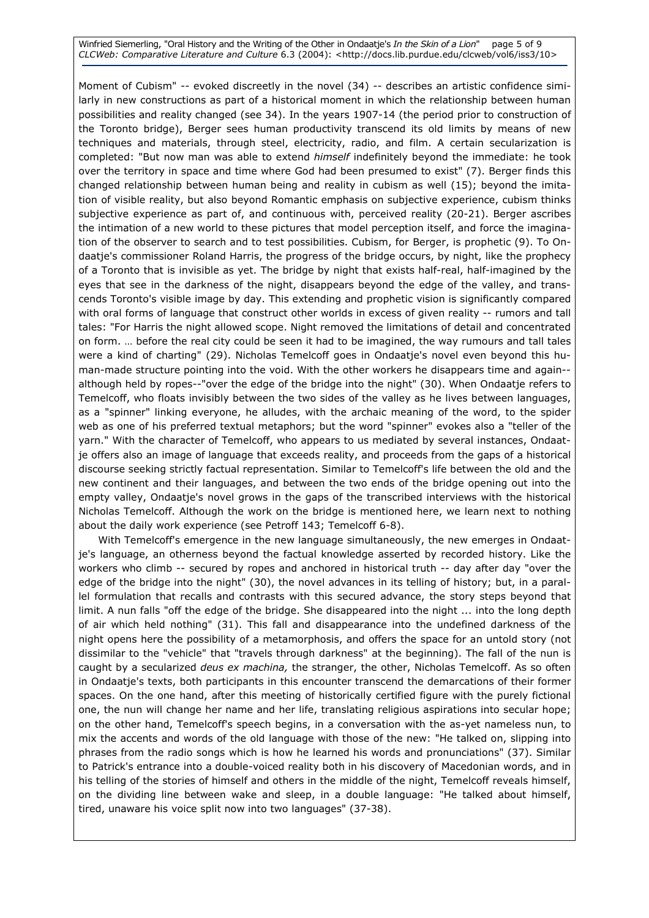Moment of Cubism" -- evoked discreetly in the novel (34) -- describes an artistic confidence similarly in new constructions as part of a historical moment in which the relationship between human possibilities and reality changed (see 34). In the years 1907-14 (the period prior to construction of the Toronto bridge), Berger sees human productivity transcend its old limits by means of new techniques and materials, through steel, electricity, radio, and film. A certain secularization is completed: "But now man was able to extend *himself* indefinitely beyond the immediate: he took over the territory in space and time where God had been presumed to exist" (7). Berger finds this changed relationship between human being and reality in cubism as well (15); beyond the imitation of visible reality, but also beyond Romantic emphasis on subjective experience, cubism thinks subjective experience as part of, and continuous with, perceived reality (20-21). Berger ascribes the intimation of a new world to these pictures that model perception itself, and force the imagination of the observer to search and to test possibilities. Cubism, for Berger, is prophetic (9). To Ondaatje's commissioner Roland Harris, the progress of the bridge occurs, by night, like the prophecy of a Toronto that is invisible as yet. The bridge by night that exists half-real, half-imagined by the eyes that see in the darkness of the night, disappears beyond the edge of the valley, and transcends Toronto's visible image by day. This extending and prophetic vision is significantly compared with oral forms of language that construct other worlds in excess of given reality -- rumors and tall tales: "For Harris the night allowed scope. Night removed the limitations of detail and concentrated on form. … before the real city could be seen it had to be imagined, the way rumours and tall tales were a kind of charting" (29). Nicholas Temelcoff goes in Ondaatje's novel even beyond this human-made structure pointing into the void. With the other workers he disappears time and again--although held by ropes--"over the edge of the bridge into the night" (30). When Ondaatje refers to Temelcoff, who floats invisibly between the two sides of the valley as he lives between languages, as a "spinner" linking everyone, he alludes, with the archaic meaning of the word, to the spider web as one of his preferred textual metaphors; but the word "spinner" evokes also a "teller of the yarn." With the character of Temelcoff, who appears to us mediated by several instances, Ondaatje offers also an image of language that exceeds reality, and proceeds from the gaps of a historical discourse seeking strictly factual representation. Similar to Temelcoff's life between the old and the new continent and their languages, and between the two ends of the bridge opening out into the empty valley, Ondaatje's novel grows in the gaps of the transcribed interviews with the historical Nicholas Temelcoff. Although the work on the bridge is mentioned here, we learn next to nothing about the daily work experience (see Petroff 143; Temelcoff 6-8).

With Temelcoff's emergence in the new language simultaneously, the new emerges in Ondaatje's language, an otherness beyond the factual knowledge asserted by recorded history. Like the workers who climb -- secured by ropes and anchored in historical truth -- day after day "over the edge of the bridge into the night" (30), the novel advances in its telling of history; but, in a parallel formulation that recalls and contrasts with this secured advance, the story steps beyond that limit. A nun falls "off the edge of the bridge. She disappeared into the night ... into the long depth of air which held nothing" (31). This fall and disappearance into the undefined darkness of the night opens here the possibility of a metamorphosis, and offers the space for an untold story (not dissimilar to the "vehicle" that "travels through darkness" at the beginning). The fall of the nun is caught by a secularized *deus ex machina,* the stranger, the other, Nicholas Temelcoff. As so often in Ondaatje's texts, both participants in this encounter transcend the demarcations of their former spaces. On the one hand, after this meeting of historically certified figure with the purely fictional one, the nun will change her name and her life, translating religious aspirations into secular hope; on the other hand, Temelcoff's speech begins, in a conversation with the as-yet nameless nun, to mix the accents and words of the old language with those of the new: "He talked on, slipping into phrases from the radio songs which is how he learned his words and pronunciations" (37). Similar to Patrick's entrance into a double-voiced reality both in his discovery of Macedonian words, and in his telling of the stories of himself and others in the middle of the night, Temelcoff reveals himself, on the dividing line between wake and sleep, in a double language: "He talked about himself, tired, unaware his voice split now into two languages" (37-38).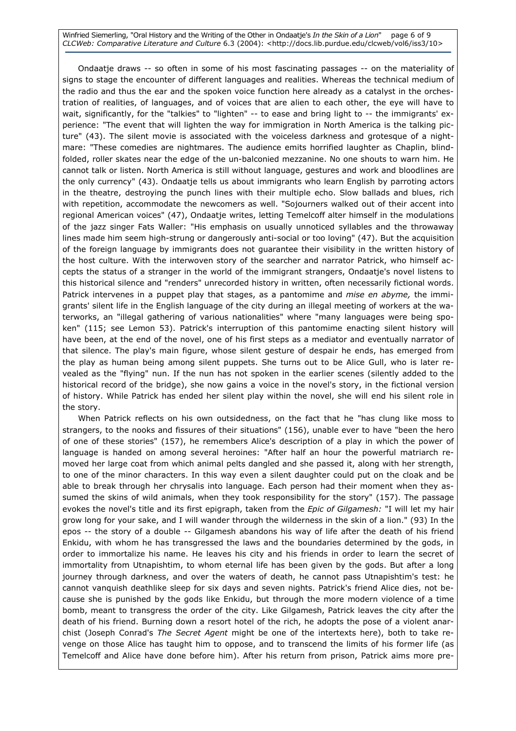Ondaatje draws -- so often in some of his most fascinating passages -- on the materiality of signs to stage the encounter of different languages and realities. Whereas the technical medium of the radio and thus the ear and the spoken voice function here already as a catalyst in the orchestration of realities, of languages, and of voices that are alien to each other, the eye will have to wait, significantly, for the "talkies" to "lighten" -- to ease and bring light to -- the immigrants' experience: "The event that will lighten the way for immigration in North America is the talking picture" (43). The silent movie is associated with the voiceless darkness and grotesque of a nightmare: "These comedies are nightmares. The audience emits horrified laughter as Chaplin, blindfolded, roller skates near the edge of the un-balconied mezzanine. No one shouts to warn him. He cannot talk or listen. North America is still without language, gestures and work and bloodlines are the only currency" (43). Ondaatje tells us about immigrants who learn English by parroting actors in the theatre, destroying the punch lines with their multiple echo. Slow ballads and blues, rich with repetition, accommodate the newcomers as well. "Sojourners walked out of their accent into regional American voices" (47), Ondaatje writes, letting Temelcoff alter himself in the modulations of the jazz singer Fats Waller: "His emphasis on usually unnoticed syllables and the throwaway lines made him seem high-strung or dangerously anti-social or too loving" (47). But the acquisition of the foreign language by immigrants does not guarantee their visibility in the written history of the host culture. With the interwoven story of the searcher and narrator Patrick, who himself accepts the status of a stranger in the world of the immigrant strangers, Ondaatje's novel listens to this historical silence and "renders" unrecorded history in written, often necessarily fictional words. Patrick intervenes in a puppet play that stages, as a pantomime and *mise en abyme,* the immigrants' silent life in the English language of the city during an illegal meeting of workers at the waterworks, an "illegal gathering of various nationalities" where "many languages were being spoken" (115; see Lemon 53). Patrick's interruption of this pantomime enacting silent history will have been, at the end of the novel, one of his first steps as a mediator and eventually narrator of that silence. The play's main figure, whose silent gesture of despair he ends, has emerged from the play as human being among silent puppets. She turns out to be Alice Gull, who is later revealed as the "flying" nun. If the nun has not spoken in the earlier scenes (silently added to the historical record of the bridge), she now gains a voice in the novel's story, in the fictional version of history. While Patrick has ended her silent play within the novel, she will end his silent role in the story.

When Patrick reflects on his own outsidedness, on the fact that he "has clung like moss to strangers, to the nooks and fissures of their situations" (156), unable ever to have "been the hero of one of these stories" (157), he remembers Alice's description of a play in which the power of language is handed on among several heroines: "After half an hour the powerful matriarch removed her large coat from which animal pelts dangled and she passed it, along with her strength, to one of the minor characters. In this way even a silent daughter could put on the cloak and be able to break through her chrysalis into language. Each person had their moment when they assumed the skins of wild animals, when they took responsibility for the story" (157). The passage evokes the novel's title and its first epigraph, taken from the *Epic of Gilgamesh:* "I will let my hair grow long for your sake, and I will wander through the wilderness in the skin of a lion." (93) In the epos -- the story of a double -- Gilgamesh abandons his way of life after the death of his friend Enkidu, with whom he has transgressed the laws and the boundaries determined by the gods, in order to immortalize his name. He leaves his city and his friends in order to learn the secret of immortality from Utnapishtim, to whom eternal life has been given by the gods. But after a long journey through darkness, and over the waters of death, he cannot pass Utnapishtim's test: he cannot vanquish deathlike sleep for six days and seven nights. Patrick's friend Alice dies, not because she is punished by the gods like Enkidu, but through the more modern violence of a time bomb, meant to transgress the order of the city. Like Gilgamesh, Patrick leaves the city after the death of his friend. Burning down a resort hotel of the rich, he adopts the pose of a violent anarchist (Joseph Conrad's *The Secret Agent* might be one of the intertexts here), both to take revenge on those Alice has taught him to oppose, and to transcend the limits of his former life (as Temelcoff and Alice have done before him). After his return from prison, Patrick aims more pre-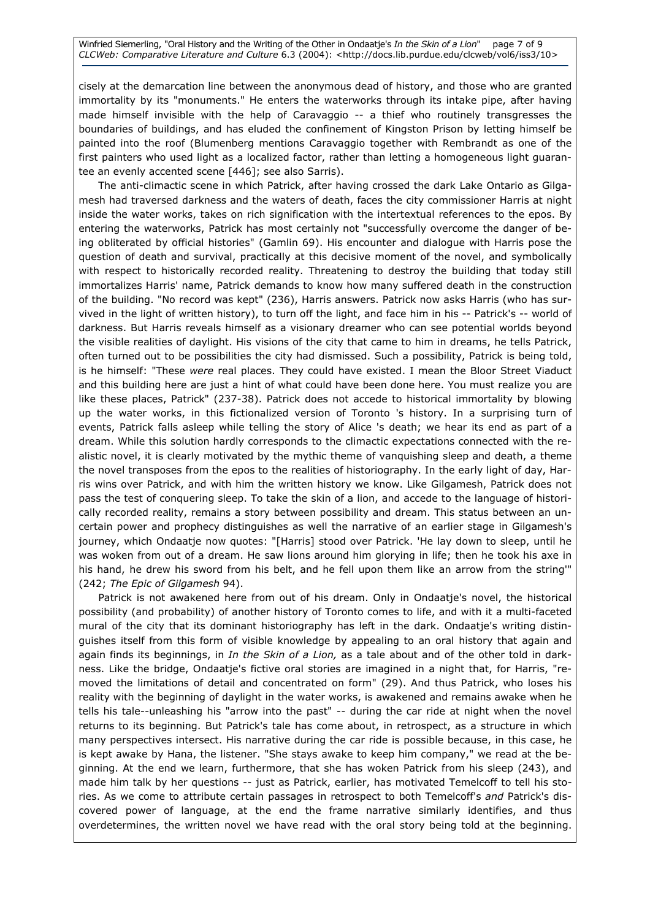cisely at the demarcation line between the anonymous dead of history, and those who are granted immortality by its "monuments." He enters the waterworks through its intake pipe, after having made himself invisible with the help of Caravaggio -- a thief who routinely transgresses the boundaries of buildings, and has eluded the confinement of Kingston Prison by letting himself be painted into the roof (Blumenberg mentions Caravaggio together with Rembrandt as one of the first painters who used light as a localized factor, rather than letting a homogeneous light guarantee an evenly accented scene [446]; see also Sarris).

The anti-climactic scene in which Patrick, after having crossed the dark Lake Ontario as Gilgamesh had traversed darkness and the waters of death, faces the city commissioner Harris at night inside the water works, takes on rich signification with the intertextual references to the epos. By entering the waterworks, Patrick has most certainly not "successfully overcome the danger of being obliterated by official histories" (Gamlin 69). His encounter and dialogue with Harris pose the question of death and survival, practically at this decisive moment of the novel, and symbolically with respect to historically recorded reality. Threatening to destroy the building that today still immortalizes Harris' name, Patrick demands to know how many suffered death in the construction of the building. "No record was kept" (236), Harris answers. Patrick now asks Harris (who has survived in the light of written history), to turn off the light, and face him in his -- Patrick's -- world of darkness. But Harris reveals himself as a visionary dreamer who can see potential worlds beyond the visible realities of daylight. His visions of the city that came to him in dreams, he tells Patrick, often turned out to be possibilities the city had dismissed. Such a possibility, Patrick is being told, is he himself: "These *were* real places. They could have existed. I mean the Bloor Street Viaduct and this building here are just a hint of what could have been done here. You must realize you are like these places, Patrick" (237-38). Patrick does not accede to historical immortality by blowing up the water works, in this fictionalized version of Toronto 's history. In a surprising turn of events, Patrick falls asleep while telling the story of Alice 's death; we hear its end as part of a dream. While this solution hardly corresponds to the climactic expectations connected with the realistic novel, it is clearly motivated by the mythic theme of vanquishing sleep and death, a theme the novel transposes from the epos to the realities of historiography. In the early light of day, Harris wins over Patrick, and with him the written history we know. Like Gilgamesh, Patrick does not pass the test of conquering sleep. To take the skin of a lion, and accede to the language of historically recorded reality, remains a story between possibility and dream. This status between an uncertain power and prophecy distinguishes as well the narrative of an earlier stage in Gilgamesh's journey, which Ondaatje now quotes: "[Harris] stood over Patrick. 'He lay down to sleep, until he was woken from out of a dream. He saw lions around him glorying in life; then he took his axe in his hand, he drew his sword from his belt, and he fell upon them like an arrow from the string'" (242; *The Epic of Gilgamesh* 94).

Patrick is not awakened here from out of his dream. Only in Ondaatje's novel, the historical possibility (and probability) of another history of Toronto comes to life, and with it a multi-faceted mural of the city that its dominant historiography has left in the dark. Ondaatje's writing distinguishes itself from this form of visible knowledge by appealing to an oral history that again and again finds its beginnings, in *In the Skin of a Lion,* as a tale about and of the other told in darkness. Like the bridge, Ondaatje's fictive oral stories are imagined in a night that, for Harris, "removed the limitations of detail and concentrated on form" (29). And thus Patrick, who loses his reality with the beginning of daylight in the water works, is awakened and remains awake when he tells his tale--unleashing his "arrow into the past" -- during the car ride at night when the novel returns to its beginning. But Patrick's tale has come about, in retrospect, as a structure in which many perspectives intersect. His narrative during the car ride is possible because, in this case, he is kept awake by Hana, the listener. "She stays awake to keep him company," we read at the beginning. At the end we learn, furthermore, that she has woken Patrick from his sleep (243), and made him talk by her questions -- just as Patrick, earlier, has motivated Temelcoff to tell his stories. As we come to attribute certain passages in retrospect to both Temelcoff's *and* Patrick's discovered power of language, at the end the frame narrative similarly identifies, and thus overdetermines, the written novel we have read with the oral story being told at the beginning.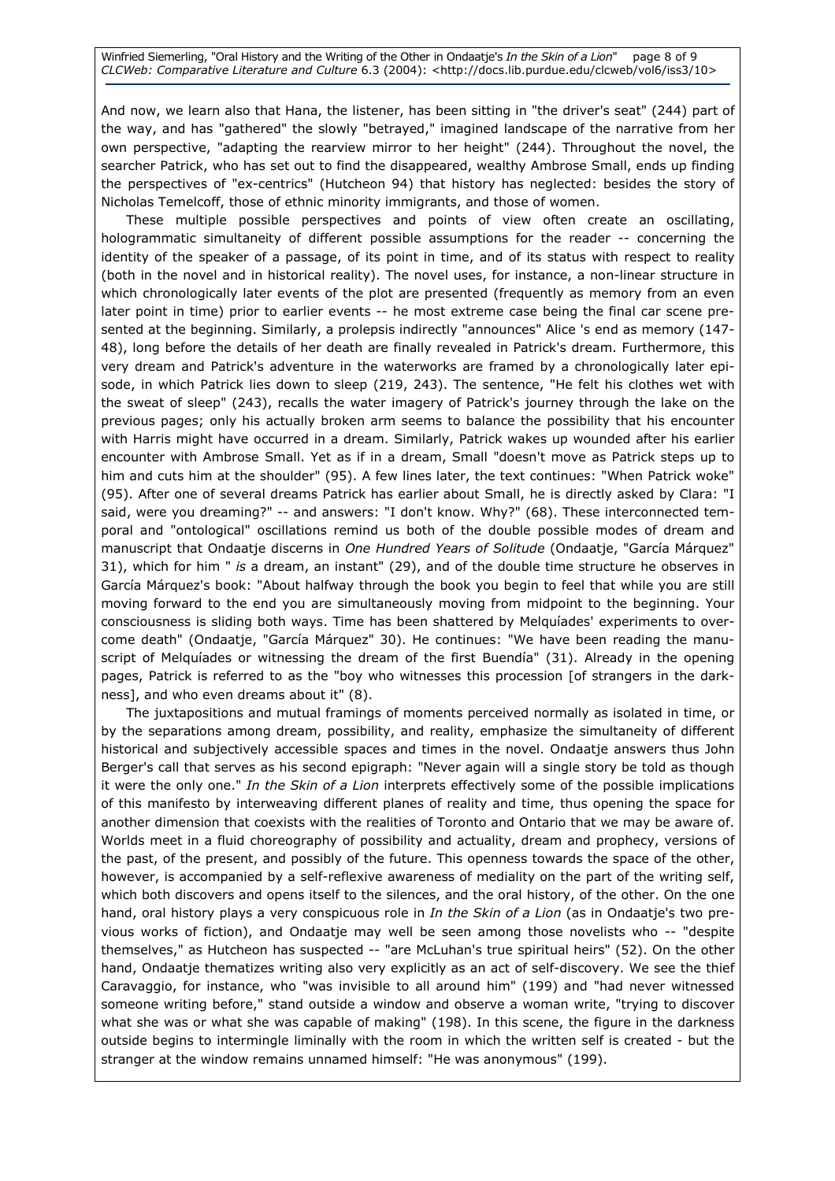And now, we learn also that Hana, the listener, has been sitting in "the driver's seat" (244) part of the way, and has "gathered" the slowly "betrayed," imagined landscape of the narrative from her own perspective, "adapting the rearview mirror to her height" (244). Throughout the novel, the searcher Patrick, who has set out to find the disappeared, wealthy Ambrose Small, ends up finding the perspectives of "ex-centrics" (Hutcheon 94) that history has neglected: besides the story of Nicholas Temelcoff, those of ethnic minority immigrants, and those of women.

These multiple possible perspectives and points of view often create an oscillating, hologrammatic simultaneity of different possible assumptions for the reader -- concerning the identity of the speaker of a passage, of its point in time, and of its status with respect to reality (both in the novel and in historical reality). The novel uses, for instance, a non-linear structure in which chronologically later events of the plot are presented (frequently as memory from an even later point in time) prior to earlier events -- he most extreme case being the final car scene presented at the beginning. Similarly, a prolepsis indirectly "announces" Alice 's end as memory (147-48), long before the details of her death are finally revealed in Patrick's dream. Furthermore, this very dream and Patrick's adventure in the waterworks are framed by a chronologically later episode, in which Patrick lies down to sleep (219, 243). The sentence, "He felt his clothes wet with the sweat of sleep" (243), recalls the water imagery of Patrick's journey through the lake on the previous pages; only his actually broken arm seems to balance the possibility that his encounter with Harris might have occurred in a dream. Similarly, Patrick wakes up wounded after his earlier encounter with Ambrose Small. Yet as if in a dream, Small "doesn't move as Patrick steps up to him and cuts him at the shoulder" (95). A few lines later, the text continues: "When Patrick woke" (95). After one of several dreams Patrick has earlier about Small, he is directly asked by Clara: "I said, were you dreaming?" -- and answers: "I don't know. Why?" (68). These interconnected temporal and "ontological" oscillations remind us both of the double possible modes of dream and manuscript that Ondaatje discerns in *One Hundred Years of Solitude* (Ondaatje, "García Márquez" 31), which for him " *is* a dream, an instant" (29), and of the double time structure he observes in García Márquez's book: "About halfway through the book you begin to feel that while you are still moving forward to the end you are simultaneously moving from midpoint to the beginning. Your consciousness is sliding both ways. Time has been shattered by Melquíades' experiments to overcome death" (Ondaatje, "García Márquez" 30). He continues: "We have been reading the manuscript of Melquíades or witnessing the dream of the first Buendía" (31). Already in the opening pages, Patrick is referred to as the "boy who witnesses this procession [of strangers in the darkness], and who even dreams about it" (8).

The juxtapositions and mutual framings of moments perceived normally as isolated in time, or by the separations among dream, possibility, and reality, emphasize the simultaneity of different historical and subjectively accessible spaces and times in the novel. Ondaatje answers thus John Berger's call that serves as his second epigraph: "Never again will a single story be told as though it were the only one." *In the Skin of a Lion* interprets effectively some of the possible implications of this manifesto by interweaving different planes of reality and time, thus opening the space for another dimension that coexists with the realities of Toronto and Ontario that we may be aware of. Worlds meet in a fluid choreography of possibility and actuality, dream and prophecy, versions of the past, of the present, and possibly of the future. This openness towards the space of the other, however, is accompanied by a self-reflexive awareness of mediality on the part of the writing self, which both discovers and opens itself to the silences, and the oral history, of the other. On the one hand, oral history plays a very conspicuous role in *In the Skin of a Lion* (as in Ondaatje's two previous works of fiction), and Ondaatje may well be seen among those novelists who -- "despite themselves," as Hutcheon has suspected -- "are McLuhan's true spiritual heirs" (52). On the other hand, Ondaatje thematizes writing also very explicitly as an act of self-discovery. We see the thief Caravaggio, for instance, who "was invisible to all around him" (199) and "had never witnessed someone writing before," stand outside a window and observe a woman write, "trying to discover what she was or what she was capable of making" (198). In this scene, the figure in the darkness outside begins to intermingle liminally with the room in which the written self is created - but the stranger at the window remains unnamed himself: "He was anonymous" (199).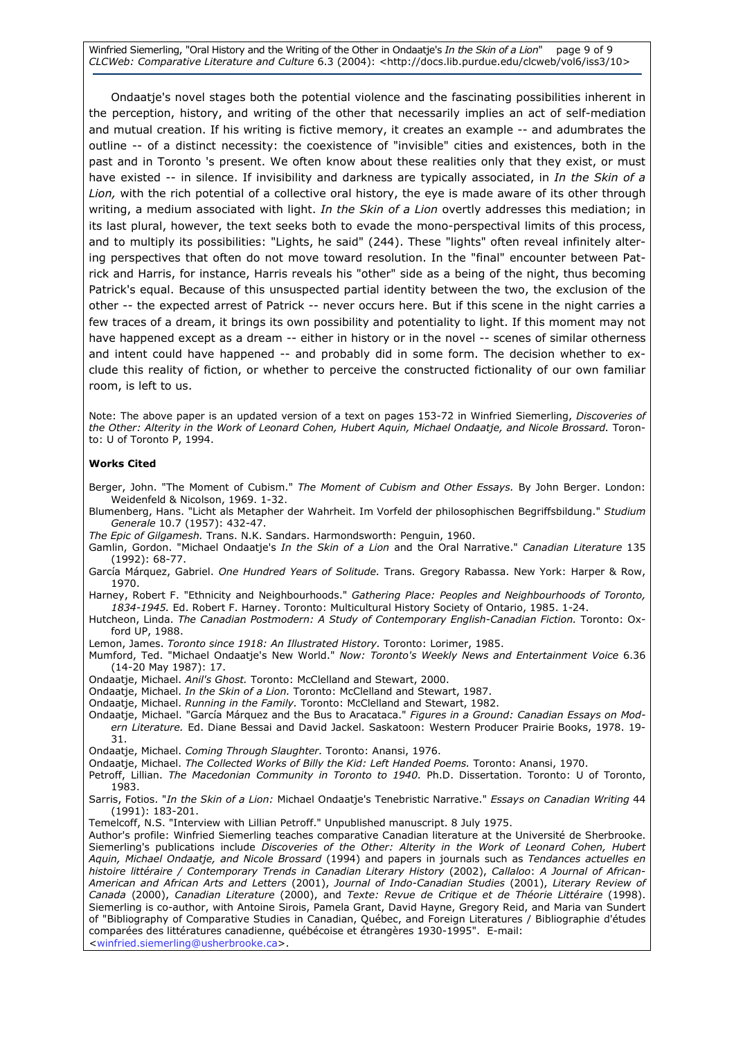Ondaatje's novel stages both the potential violence and the fascinating possibilities inherent in the perception, history, and writing of the other that necessarily implies an act of self-mediation and mutual creation. If his writing is fictive memory, it creates an example -- and adumbrates the outline -- of a distinct necessity: the coexistence of "invisible" cities and existences, both in the past and in Toronto 's present. We often know about these realities only that they exist, or must have existed -- in silence. If invisibility and darkness are typically associated, in *In the Skin of a Lion,* with the rich potential of a collective oral history, the eye is made aware of its other through writing, a medium associated with light. *In the Skin of a Lion* overtly addresses this mediation; in its last plural, however, the text seeks both to evade the mono-perspectival limits of this process, and to multiply its possibilities: "Lights, he said" (244). These "lights" often reveal infinitely altering perspectives that often do not move toward resolution. In the "final" encounter between Patrick and Harris, for instance, Harris reveals his "other" side as a being of the night, thus becoming Patrick's equal. Because of this unsuspected partial identity between the two, the exclusion of the other -- the expected arrest of Patrick -- never occurs here. But if this scene in the night carries a few traces of a dream, it brings its own possibility and potentiality to light. If this moment may not have happened except as a dream -- either in history or in the novel -- scenes of similar otherness and intent could have happened -- and probably did in some form. The decision whether to exclude this reality of fiction, or whether to perceive the constructed fictionality of our own familiar room, is left to us.

Note: The above paper is an updated version of a text on pages 153-72 in Winfried Siemerling, *Discoveries of the Other: Alterity in the Work of Leonard Cohen, Hubert Aquin, Michael Ondaatje, and Nicole Brossard.* Toronto: U of Toronto P, 1994.

**Works Cited**

Berger, John. "The Moment of Cubism." *The Moment of Cubism and Other Essays.* By John Berger. London: Weidenfeld & Nicolson, 1969. 1-32.

Blumenberg, Hans. "Licht als Metapher der Wahrheit. Im Vorfeld der philosophischen Begriffsbildung." *Studium Generale* 10.7 (1957): 432-47.

*The Epic of Gilgamesh.* Trans. N.K. Sandars. Harmondsworth: Penguin, 1960.

Gamlin, Gordon. "Michael Ondaatje's *In the Skin of a Lion* and the Oral Narrative." *Canadian Literature* 135 (1992): 68-77.

García Márquez, Gabriel. *One Hundred Years of Solitude.* Trans. Gregory Rabassa. New York: Harper & Row, 1970.

Harney, Robert F. "Ethnicity and Neighbourhoods." *Gathering Place: Peoples and Neighbourhoods of Toronto, 1834-1945.* Ed. Robert F. Harney. Toronto: Multicultural History Society of Ontario, 1985. 1-24.

Hutcheon, Linda. *The Canadian Postmodern: A Study of Contemporary English-Canadian Fiction.* Toronto: Oxford UP, 1988.

Lemon, James. *Toronto since 1918: An Illustrated History.* Toronto: Lorimer, 1985.

Mumford, Ted. "Michael Ondaatje's New World." *Now: Toronto's Weekly News and Entertainment Voice* 6.36 (14-20 May 1987): 17.

Ondaatje, Michael. *Anil's Ghost.* Toronto: McClelland and Stewart, 2000.

Ondaatje, Michael. *In the Skin of a Lion.* Toronto: McClelland and Stewart, 1987.

Ondaatje, Michael. *Running in the Family.* Toronto: McClelland and Stewart, 1982.

Ondaatje, Michael. "García Márquez and the Bus to Aracataca." *Figures in a Ground: Canadian Essays on Modern Literature.* Ed. Diane Bessai and David Jackel. Saskatoon: Western Producer Prairie Books, 1978. 19-31.

Ondaatje, Michael. *Coming Through Slaughter.* Toronto: Anansi, 1976.

Ondaatje, Michael. *The Collected Works of Billy the Kid: Left Handed Poems.* Toronto: Anansi, 1970.

Petroff, Lillian. *The Macedonian Community in Toronto to 1940.* Ph.D. Dissertation. Toronto: U of Toronto, 1983.

Sarris, Fotios. "*In the Skin of a Lion:* Michael Ondaatje's Tenebristic Narrative." *Essays on Canadian Writing* 44 (1991): 183-201.

Temelcoff, N.S. "Interview with Lillian Petroff." Unpublished manuscript. 8 July 1975.

Author's profile: Winfried Siemerling teaches comparative Canadian literature at the Université de Sherbrooke. Siemerling's publications include *Discoveries of the Other: Alterity in the Work of Leonard Cohen, Hubert Aquin, Michael Ondaatje, and Nicole Brossard* (1994) and papers in journals such as *Tendances actuelles en histoire littéraire / Contemporary Trends in Canadian Literary History* (2002), *Callaloo*: *A Journal of African-American and African Arts and Letters* (2001), *Journal of Indo-Canadian Studies* (2001), *Literary Review of Canada* (2000), *Canadian Literature* (2000), and *Texte: Revue de Critique et de Théorie Littéraire* (1998). Siemerling is co-author, with Antoine Sirois, Pamela Grant, David Hayne, Gregory Reid, and Maria van Sundert of "Bibliography of Comparative Studies in Canadian, Québec, and Foreign Literatures / Bibliographie d'études comparées des littératures canadienne, québécoise et étrangères 1930-1995". E-mail: <winfried.siemerling@usherbrooke.ca>.